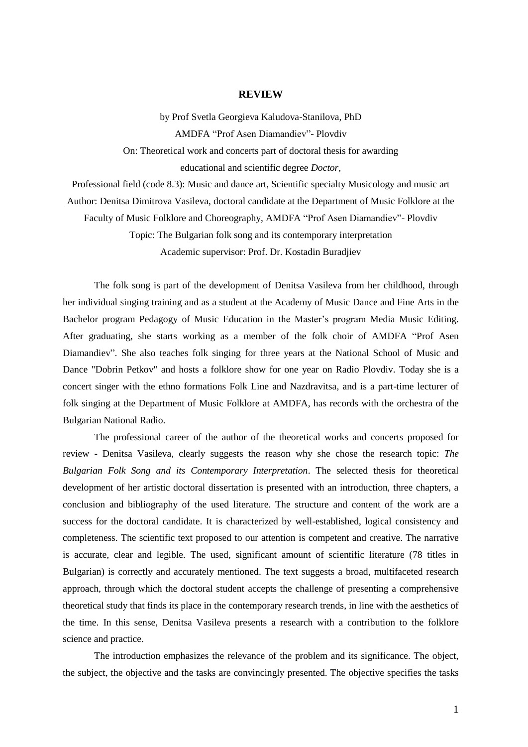# REVIEW

by Prof Svetla Georgieva Kaludova-Stanilova, PhD

AMDFA “Prof Asen Diamandiev”- Plovdiv

On: Theoretical work and concerts part of doctoral thesis for awarding educational and scientific degree *Doctor*,

Professional field (code 8.3): Music and dance art, Scientific specialty Musicology and music art

Author: Denitsa Dimitrova Vasileva, doctoral candidate at the Department of Music Folklore at the Faculty of Music Folklore and Choreography, AMDFA “Prof Asen Diamandiev”- Plovdiv

Topic: The Bulgarian folk song and its contemporary interpretation

Academic supervisor: Prof. Dr. Kostadin Buradjiev

The folk song is part of the development of Denitsa Vasileva from her childhood, through her individual singing training and as a student at the Academy of Music Dance and Fine Arts in the Bachelor program Pedagogy of Music Education in the Master’s program Media Music Editing. After graduating, she starts working as a member of the folk choir of AMDFA “Prof Asen Diamandiev”. She also teaches folk singing for three years at the National School of Music and Dance "Dobrin Petkov" and hosts a folklore show for one year on Radio Plovdiv. Today she is a concert singer with the ethno formations Folk Line and Nazdravitsa, and is a part-time lecturer of folk singing at the Department of Music Folklore at AMDFA, has records with the orchestra of the Bulgarian National Radio.

The professional career of the author of the theoretical works and concerts proposed for review - Denitsa Vasileva, clearly suggests the reason why she chose the research topic: *The Bulgarian Folk Song and its Contemporary Interpretation*. The selected thesis for theoretical development of her artistic doctoral dissertation is presented with an introduction, three chapters, a conclusion and bibliography of the used literature. The structure and content of the work are a success for the doctoral candidate. It is characterized by well-established, logical consistency and completeness. The scientific text proposed to our attention is competent and creative. The narrative is accurate, clear and legible. The used, significant amount of scientific literature (78 titles in Bulgarian) is correctly and accurately mentioned. The text suggests a broad, multifaceted research approach, through which the doctoral student accepts the challenge of presenting a comprehensive theoretical study that finds its place in the contemporary research trends, in line with the aesthetics of the time. In this sense, Denitsa Vasileva presents a research with a contribution to the folklore science and practice.

The introduction emphasizes the relevance of the problem and its significance. The object, the subject, the objective and the tasks are convincingly presented. The objective specifies the tasks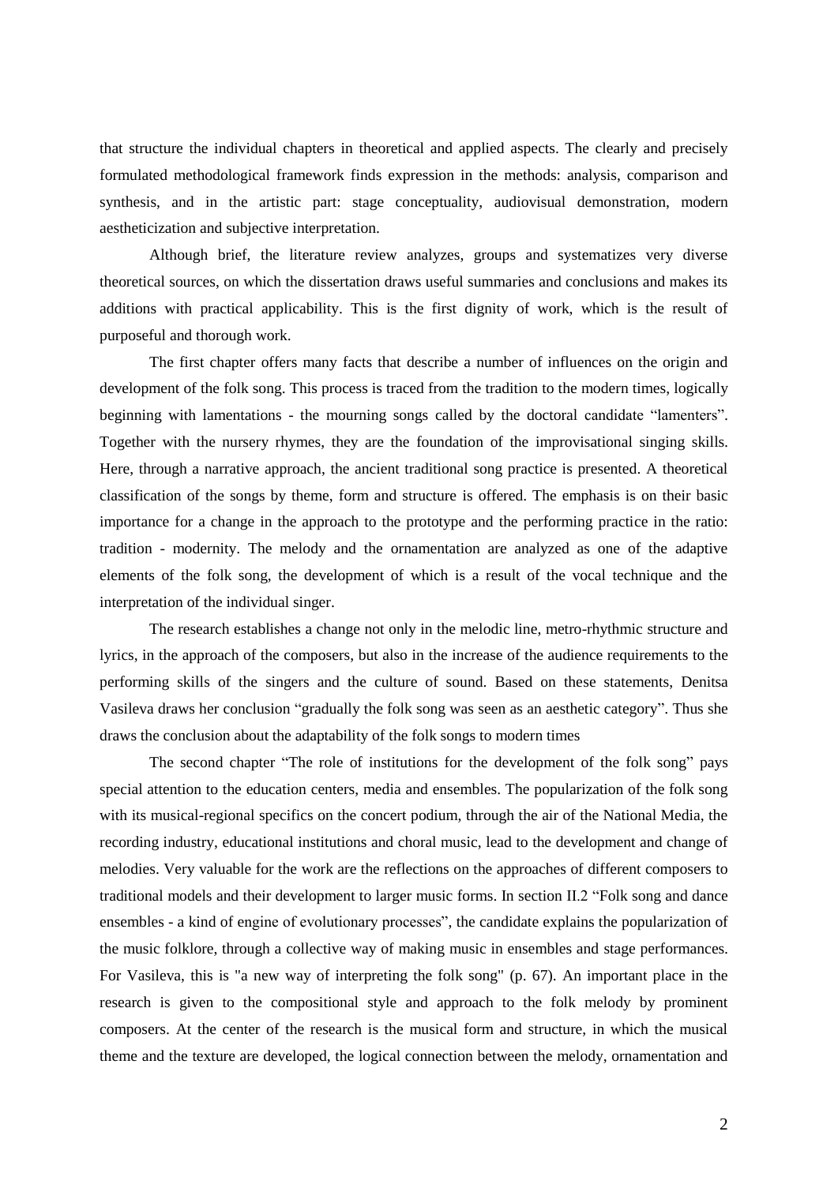that structure the individual chapters in theoretical and applied aspects. The clearly and precisely formulated methodological framework finds expression in the methods: analysis, comparison and synthesis, and in the artistic part: stage conceptuality, audiovisual demonstration, modern aestheticization and subjective interpretation.

Although brief, the literature review analyzes, groups and systematizes very diverse theoretical sources, on which the dissertation draws useful summaries and conclusions and makes its additions with practical applicability. This is the first dignity of work, which is the result of purposeful and thorough work.

The first chapter offers many facts that describe a number of influences on the origin and development of the folk song. This process is traced from the tradition to the modern times, logically beginning with lamentations - the mourning songs called by the doctoral candidate "lamenters". Together with the nursery rhymes, they are the foundation of the improvisational singing skills. Here, through a narrative approach, the ancient traditional song practice is presented. A theoretical classification of the songs by theme, form and structure is offered. The emphasis is on their basic importance for a change in the approach to the prototype and the performing practice in the ratio: tradition - modernity. The melody and the ornamentation are analyzed as one of the adaptive elements of the folk song, the development of which is a result of the vocal technique and the interpretation of the individual singer.

The research establishes a change not only in the melodic line, metro-rhythmic structure and lyrics, in the approach of the composers, but also in the increase of the audience requirements to the performing skills of the singers and the culture of sound. Based on these statements, Denitsa Vasileva draws her conclusion "gradually the folk song was seen as an aesthetic category". Thus she draws the conclusion about the adaptability of the folk songs to modern times

The second chapter "The role of institutions for the development of the folk song" pays special attention to the education centers, media and ensembles. The popularization of the folk song with its musical-regional specifics on the concert podium, through the air of the National Media, the recording industry, educational institutions and choral music, lead to the development and change of melodies. Very valuable for the work are the reflections on the approaches of different composers to traditional models and their development to larger music forms. In section II.2 "Folk song and dance ensembles - a kind of engine of evolutionary processes", the candidate explains the popularization of the music folklore, through a collective way of making music in ensembles and stage performances. For Vasileva, this is "a new way of interpreting the folk song" (p. 67). An important place in the research is given to the compositional style and approach to the folk melody by prominent composers. At the center of the research is the musical form and structure, in which the musical theme and the texture are developed, the logical connection between the melody, ornamentation and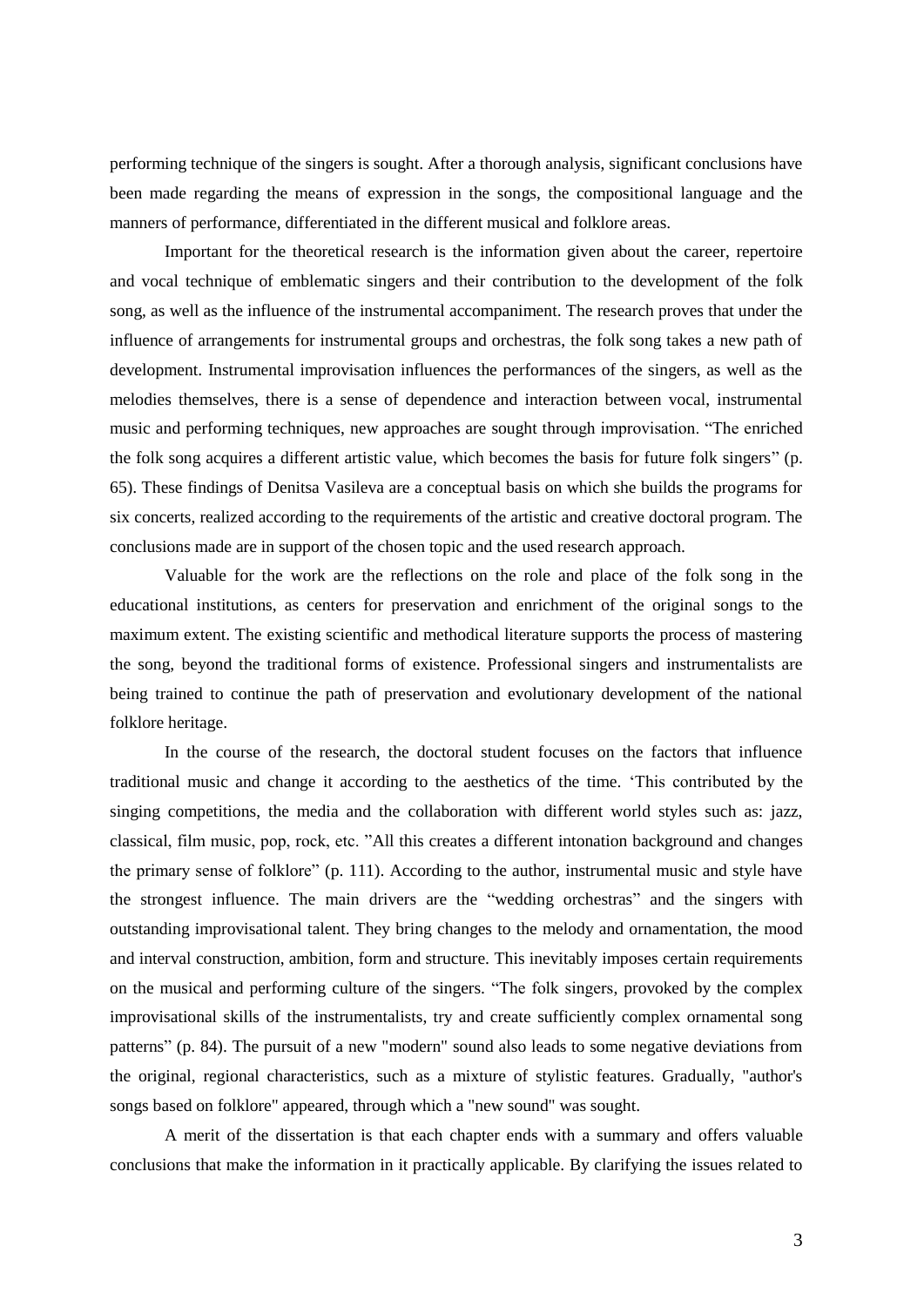performing technique of the singers is sought. After a thorough analysis, significant conclusions have been made regarding the means of expression in the songs, the compositional language and the manners of performance, differentiated in the different musical and folklore areas.

Important for the theoretical research is the information given about the career, repertoire and vocal technique of emblematic singers and their contribution to the development of the folk song, as well as the influence of the instrumental accompaniment. The research proves that under the influence of arrangements for instrumental groups and orchestras, the folk song takes a new path of development. Instrumental improvisation influences the performances of the singers, as well as the melodies themselves, there is a sense of dependence and interaction between vocal, instrumental music and performing techniques, new approaches are sought through improvisation. "The enriched the folk song acquires a different artistic value, which becomes the basis for future folk singers" (p. 65). These findings of Denitsa Vasileva are a conceptual basis on which she builds the programs for six concerts, realized according to the requirements of the artistic and creative doctoral program. The conclusions made are in support of the chosen topic and the used research approach.

Valuable for the work are the reflections on the role and place of the folk song in the educational institutions, as centers for preservation and enrichment of the original songs to the maximum extent. The existing scientific and methodical literature supports the process of mastering the song, beyond the traditional forms of existence. Professional singers and instrumentalists are being trained to continue the path of preservation and evolutionary development of the national folklore heritage.

In the course of the research, the doctoral student focuses on the factors that influence traditional music and change it according to the aesthetics of the time. 'This contributed by the singing competitions, the media and the collaboration with different world styles such as: jazz, classical, film music, pop, rock, etc. "All this creates a different intonation background and changes the primary sense of folklore" (p. 111). According to the author, instrumental music and style have the strongest influence. The main drivers are the "wedding orchestras" and the singers with outstanding improvisational talent. They bring changes to the melody and ornamentation, the mood and interval construction, ambition, form and structure. This inevitably imposes certain requirements on the musical and performing culture of the singers. "The folk singers, provoked by the complex improvisational skills of the instrumentalists, try and create sufficiently complex ornamental song patterns" (p. 84). The pursuit of a new "modern" sound also leads to some negative deviations from the original, regional characteristics, such as a mixture of stylistic features. Gradually, "author's songs based on folklore" appeared, through which a "new sound" was sought.

A merit of the dissertation is that each chapter ends with a summary and offers valuable conclusions that make the information in it practically applicable. By clarifying the issues related to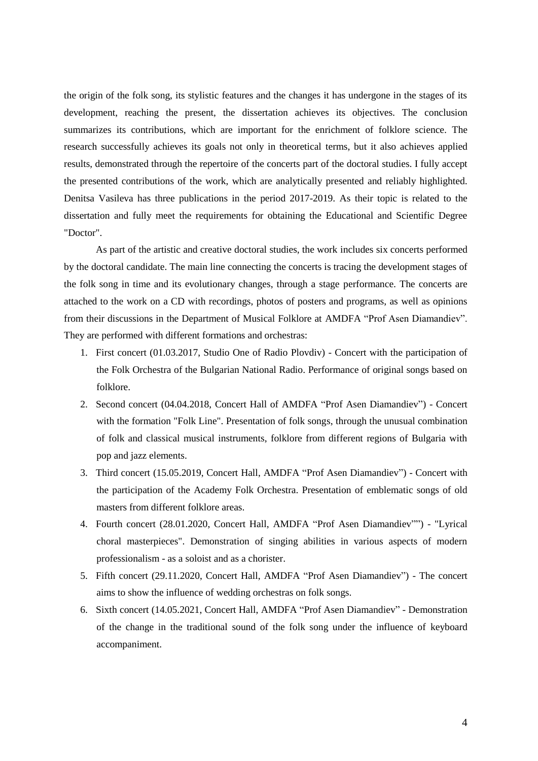the origin of the folk song, its stylistic features and the changes it has undergone in the stages of its development, reaching the present, the dissertation achieves its objectives. The conclusion summarizes its contributions, which are important for the enrichment of folklore science. The research successfully achieves its goals not only in theoretical terms, but it also achieves applied results, demonstrated through the repertoire of the concerts part of the doctoral studies. I fully accept the presented contributions of the work, which are analytically presented and reliably highlighted. Denitsa Vasileva has three publications in the period 2017-2019. As their topic is related to the dissertation and fully meet the requirements for obtaining the Educational and Scientific Degree "Doctor".

As part of the artistic and creative doctoral studies, the work includes six concerts performed by the doctoral candidate. The main line connecting the concerts is tracing the development stages of the folk song in time and its evolutionary changes, through a stage performance. The concerts are attached to the work on a CD with recordings, photos of posters and programs, as well as opinions from their discussions in the Department of Musical Folklore at AMDFA "Prof Asen Diamandiev". They are performed with different formations and orchestras:

1. First concert (01.03.2017, Studio One of Radio Plovdiv) - Concert with the participation of the Folk Orchestra of the Bulgarian National Radio. Performance of original songs based on folklore.
2. Second concert (04.04.2018, Concert Hall of AMDFA "Prof Asen Diamandiev") - Concert with the formation "Folk Line". Presentation of folk songs, through the unusual combination of folk and classical musical instruments, folklore from different regions of Bulgaria with pop and jazz elements.
3. Third concert (15.05.2019, Concert Hall, AMDFA "Prof Asen Diamandiev") - Concert with the participation of the Academy Folk Orchestra. Presentation of emblematic songs of old masters from different folklore areas.
4. Fourth concert (28.01.2020, Concert Hall, AMDFA "Prof Asen Diamandiev"") - "Lyrical choral masterpieces". Demonstration of singing abilities in various aspects of modern professionalism - as a soloist and as a chorister.
5. Fifth concert (29.11.2020, Concert Hall, AMDFA "Prof Asen Diamandiev") - The concert aims to show the influence of wedding orchestras on folk songs.
6. Sixth concert (14.05.2021, Concert Hall, AMDFA "Prof Asen Diamandiev" - Demonstration of the change in the traditional sound of the folk song under the influence of keyboard accompaniment.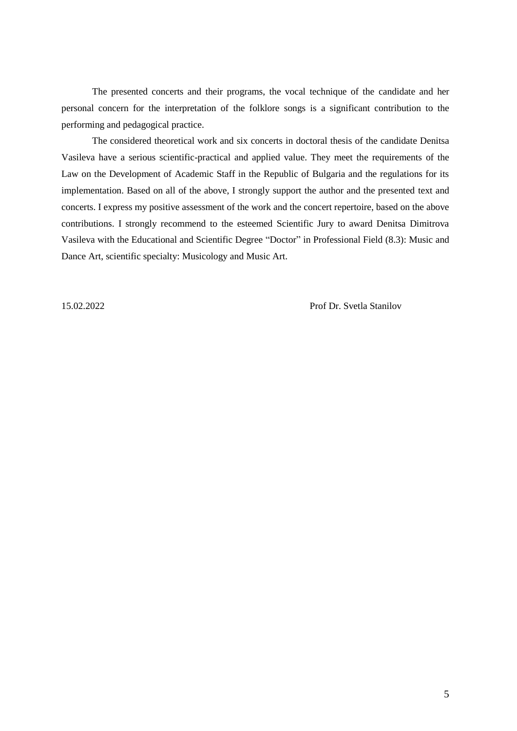The presented concerts and their programs, the vocal technique of the candidate and her personal concern for the interpretation of the folklore songs is a significant contribution to the performing and pedagogical practice.

The considered theoretical work and six concerts in doctoral thesis of the candidate Denitsa Vasileva have a serious scientific-practical and applied value. They meet the requirements of the Law on the Development of Academic Staff in the Republic of Bulgaria and the regulations for its implementation. Based on all of the above, I strongly support the author and the presented text and concerts. I express my positive assessment of the work and the concert repertoire, based on the above contributions. I strongly recommend to the esteemed Scientific Jury to award Denitsa Dimitrova Vasileva with the Educational and Scientific Degree "Doctor" in Professional Field (8.3): Music and Dance Art, scientific specialty: Musicology and Music Art.

15.02.2022 Prof Dr. Svetla Stanilov